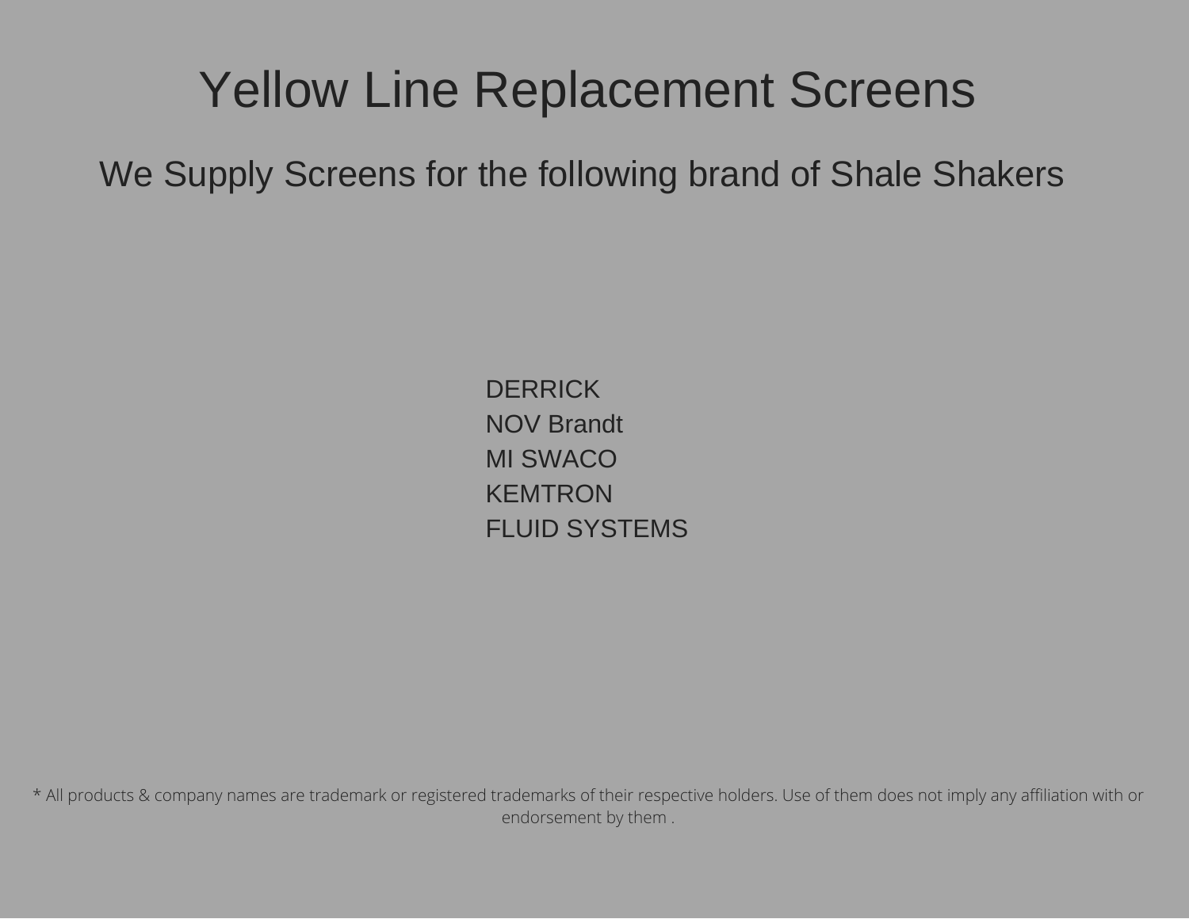# Yellow Line Replacement Screens

## We Supply Screens for the following brand of Shale Shakers

DERRICK
NOV Brandt
MI SWACO
KEMTRON
FLUID SYSTEMS

* All products & company names are trademark or registered trademarks of their respective holders. Use of them does not imply any affiliation with or endorsement by them .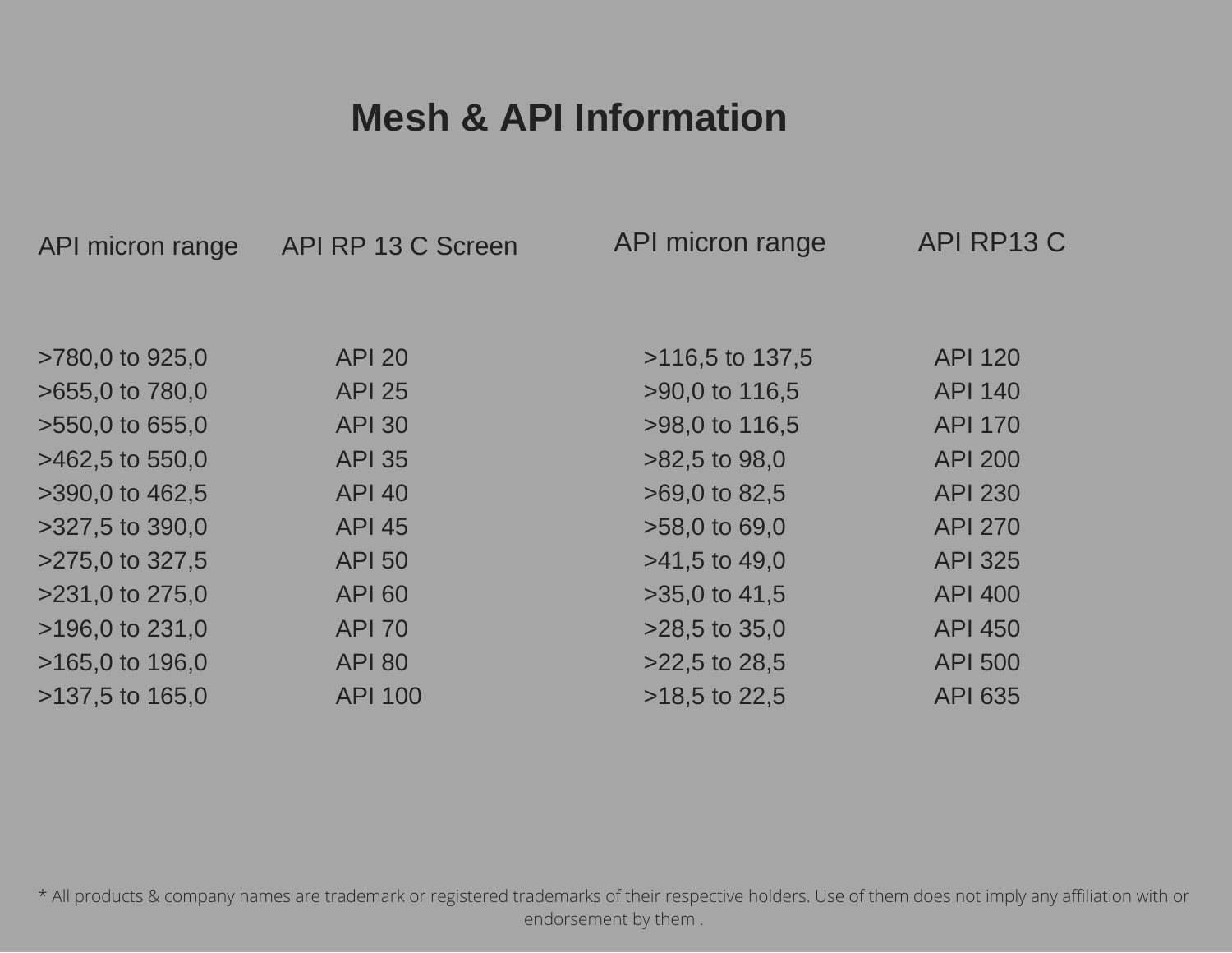# Mesh & API Information

| API micron range | API RP 13 C Screen | API micron range | API RP13 C |
|---|---|---|---|
| >780,0 to 925,0 | API 20 | >116,5 to 137,5 | API 120 |
| >655,0 to 780,0 | API 25 | >90,0 to 116,5 | API 140 |
| >550,0 to 655,0 | API 30 | >98,0 to 116,5 | API 170 |
| >462,5 to 550,0 | API 35 | >82,5 to 98,0 | API 200 |
| >390,0 to 462,5 | API 40 | >69,0 to 82,5 | API 230 |
| >327,5 to 390,0 | API 45 | >58,0 to 69,0 | API 270 |
| >275,0 to 327,5 | API 50 | >41,5 to 49,0 | API 325 |
| >231,0 to 275,0 | API 60 | >35,0 to 41,5 | API 400 |
| >196,0 to 231,0 | API 70 | >28,5 to 35,0 | API 450 |
| >165,0 to 196,0 | API 80 | >22,5 to 28,5 | API 500 |
| >137,5 to 165,0 | API 100 | >18,5 to 22,5 | API 635 |

* All products & company names are trademark or registered trademarks of their respective holders. Use of them does not imply any affiliation with or endorsement by them .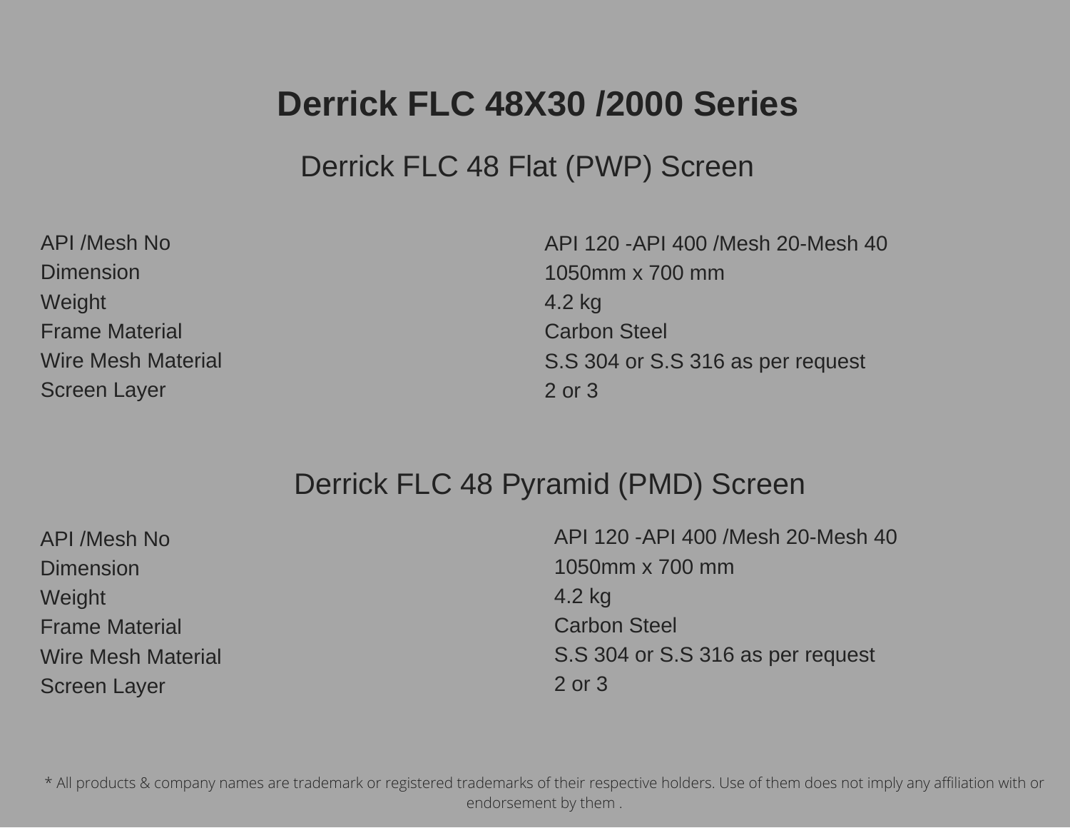# Derrick FLC 48X30 /2000 Series

## Derrick FLC 48 Flat (PWP) Screen

| | |
|---|---|
| API /Mesh No | API 120 -API 400 /Mesh 20-Mesh 40 |
| Dimension | 1050mm x 700 mm |
| Weight | 4.2 kg |
| Frame Material | Carbon Steel |
| Wire Mesh Material | S.S 304 or S.S 316 as per request |
| Screen Layer | 2 or 3 |

## Derrick FLC 48 Pyramid (PMD) Screen

| | |
|---|---|
| API /Mesh No | API 120 -API 400 /Mesh 20-Mesh 40 |
| Dimension | 1050mm x 700 mm |
| Weight | 4.2 kg |
| Frame Material | Carbon Steel |
| Wire Mesh Material | S.S 304 or S.S 316 as per request |
| Screen Layer | 2 or 3 |

* All products & company names are trademark or registered trademarks of their respective holders. Use of them does not imply any affiliation with or endorsement by them .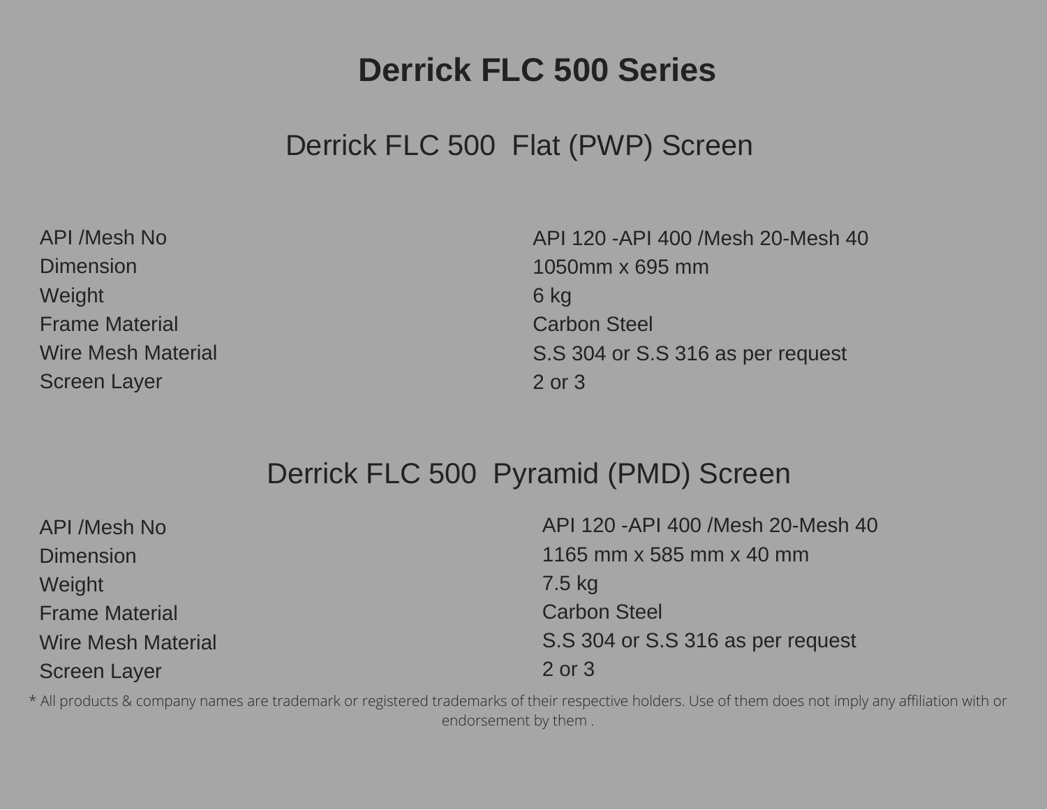# Derrick FLC 500 Series

## Derrick FLC 500 Flat (PWP) Screen

| | |
|---|---|
| API /Mesh No | API 120 -API 400 /Mesh 20-Mesh 40 |
| Dimension | 1050mm x 695 mm |
| Weight | 6 kg |
| Frame Material | Carbon Steel |
| Wire Mesh Material | S.S 304 or S.S 316 as per request |
| Screen Layer | 2 or 3 |

## Derrick FLC 500 Pyramid (PMD) Screen

| | |
|---|---|
| API /Mesh No | API 120 -API 400 /Mesh 20-Mesh 40 |
| Dimension | 1165 mm x 585 mm x 40 mm |
| Weight | 7.5 kg |
| Frame Material | Carbon Steel |
| Wire Mesh Material | S.S 304 or S.S 316 as per request |
| Screen Layer | 2 or 3 |

* All products & company names are trademark or registered trademarks of their respective holders. Use of them does not imply any affiliation with or endorsement by them .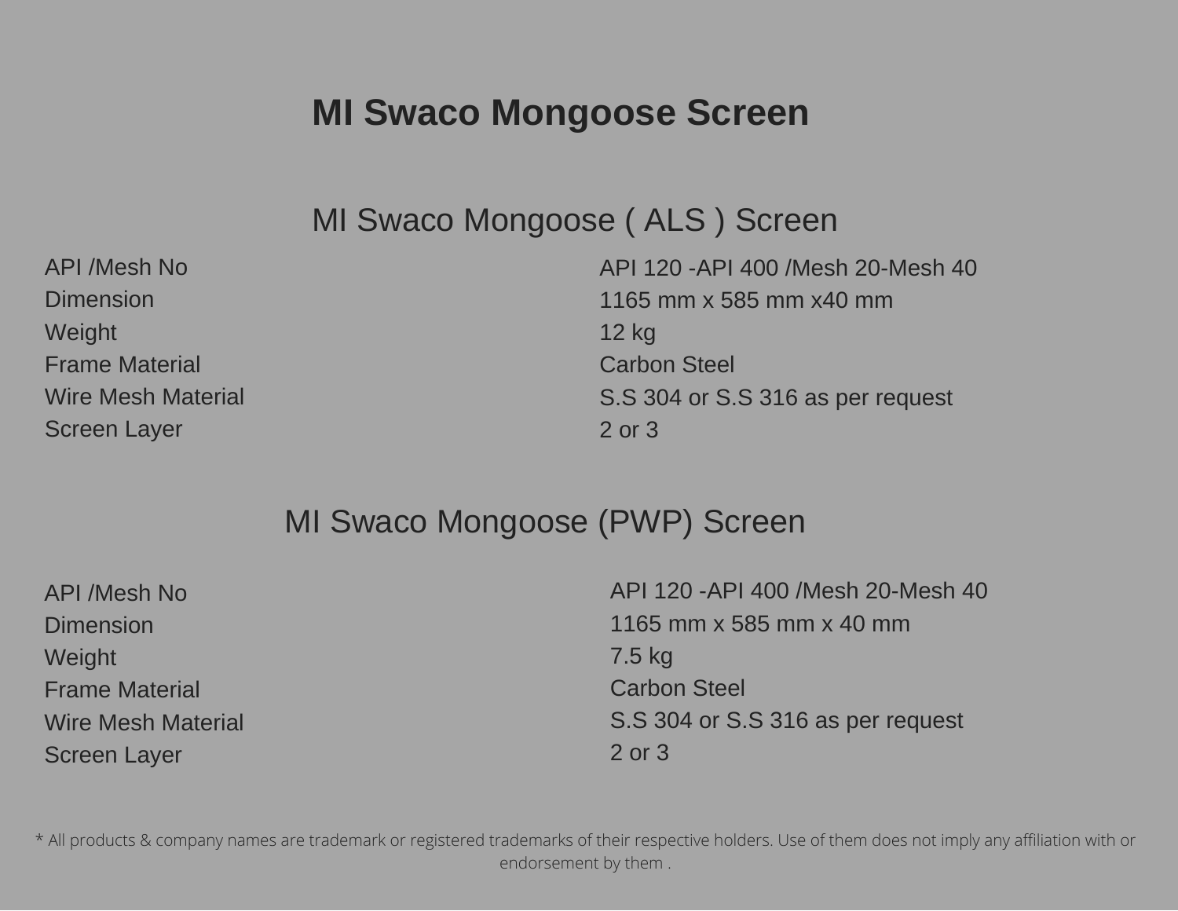# MI Swaco Mongoose Screen

## MI Swaco Mongoose ( ALS ) Screen

| | |
|---|---|
| API /Mesh No | API 120 -API 400 /Mesh 20-Mesh 40 |
| Dimension | 1165 mm x 585 mm x40 mm |
| Weight | 12 kg |
| Frame Material | Carbon Steel |
| Wire Mesh Material | S.S 304 or S.S 316 as per request |
| Screen Layer | 2 or 3 |

## MI Swaco Mongoose (PWP) Screen

| | |
|---|---|
| API /Mesh No | API 120 -API 400 /Mesh 20-Mesh 40 |
| Dimension | 1165 mm x 585 mm x 40 mm |
| Weight | 7.5 kg |
| Frame Material | Carbon Steel |
| Wire Mesh Material | S.S 304 or S.S 316 as per request |
| Screen Layer | 2 or 3 |

* All products & company names are trademark or registered trademarks of their respective holders. Use of them does not imply any affiliation with or endorsement by them .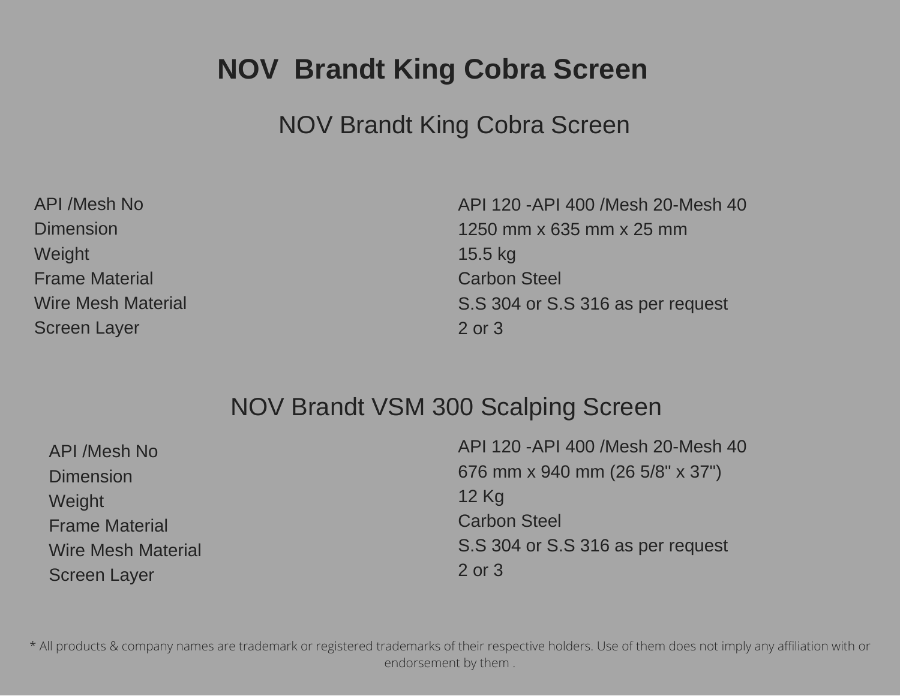# NOV Brandt King Cobra Screen

## NOV Brandt King Cobra Screen

| | |
|---|---|
| API /Mesh No | API 120 -API 400 /Mesh 20-Mesh 40 |
| Dimension | 1250 mm x 635 mm x 25 mm |
| Weight | 15.5 kg |
| Frame Material | Carbon Steel |
| Wire Mesh Material | S.S 304 or S.S 316 as per request |
| Screen Layer | 2 or 3 |

## NOV Brandt VSM 300 Scalping Screen

| | |
|---|---|
| API /Mesh No | API 120 -API 400 /Mesh 20-Mesh 40 |
| Dimension | 676 mm x 940 mm (26 5/8" x 37") |
| Weight | 12 Kg |
| Frame Material | Carbon Steel |
| Wire Mesh Material | S.S 304 or S.S 316 as per request |
| Screen Layer | 2 or 3 |

* All products & company names are trademark or registered trademarks of their respective holders. Use of them does not imply any affiliation with or endorsement by them .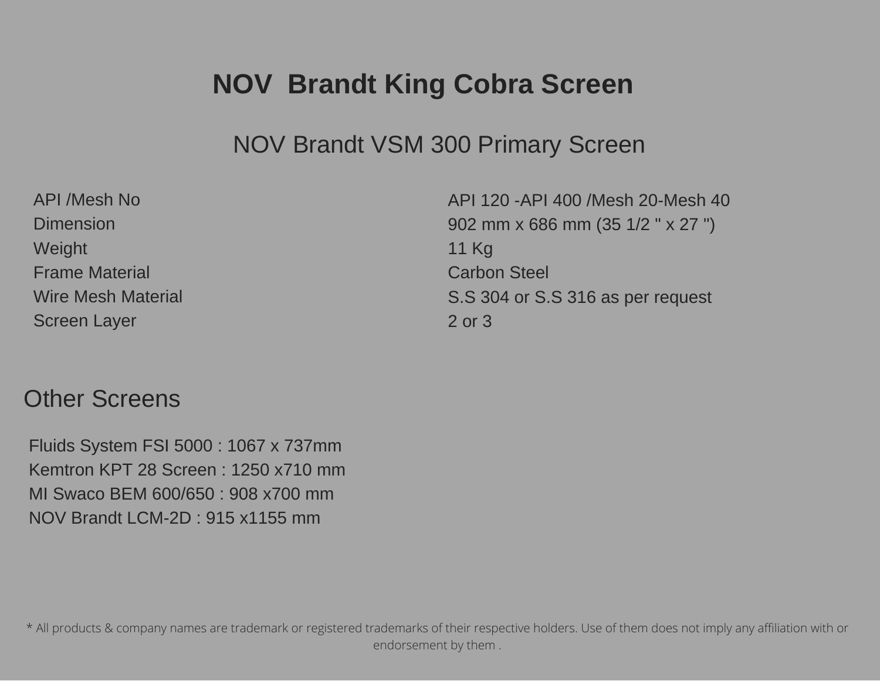# NOV  Brandt King Cobra Screen

## NOV Brandt VSM 300 Primary Screen

| | |
|---|---|
| API /Mesh No | API 120 -API 400 /Mesh 20-Mesh 40 |
| Dimension | 902 mm x 686 mm (35 1/2 " x 27 ") |
| Weight | 11 Kg |
| Frame Material | Carbon Steel |
| Wire Mesh Material | S.S 304 or S.S 316 as per request |
| Screen Layer | 2 or 3 |

## Other Screens

Fluids System FSI 5000 : 1067 x 737mm
Kemtron KPT 28 Screen : 1250 x710 mm
MI Swaco BEM 600/650 : 908 x700 mm
NOV Brandt LCM-2D : 915 x1155 mm

* All products & company names are trademark or registered trademarks of their respective holders. Use of them does not imply any affiliation with or endorsement by them .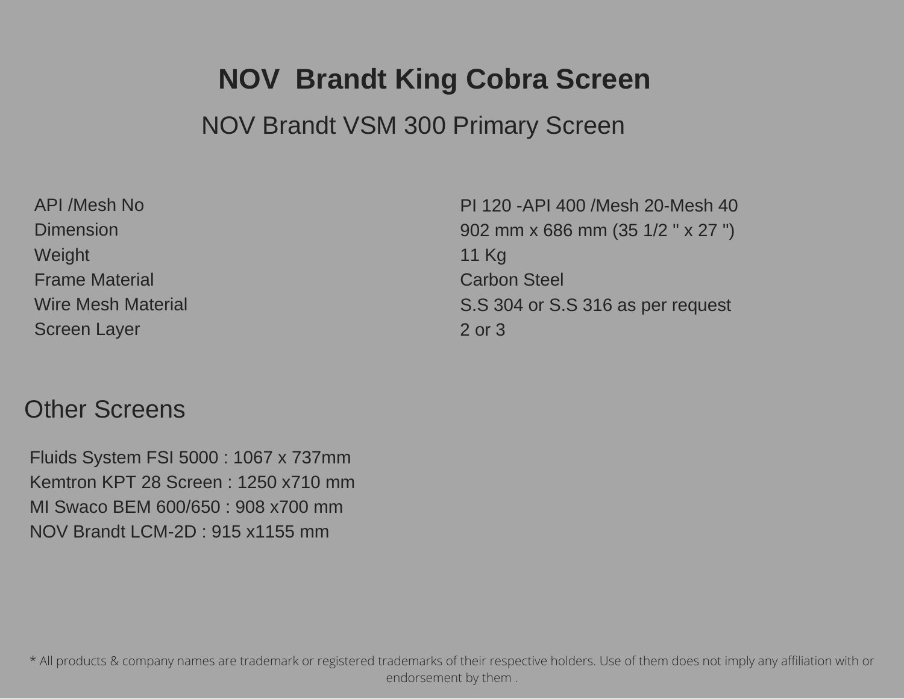# NOV Brandt King Cobra Screen

## NOV Brandt VSM 300 Primary Screen

| | |
|---|---|
| API /Mesh No | PI 120 -API 400 /Mesh 20-Mesh 40 |
| Dimension | 902 mm x 686 mm (35 1/2 " x 27 ") |
| Weight | 11 Kg |
| Frame Material | Carbon Steel |
| Wire Mesh Material | S.S 304 or S.S 316 as per request |
| Screen Layer | 2 or 3 |

## Other Screens

Fluids System FSI 5000 : 1067 x 737mm
Kemtron KPT 28 Screen : 1250 x710 mm
MI Swaco BEM 600/650 : 908 x700 mm
NOV Brandt LCM-2D : 915 x1155 mm

* All products & company names are trademark or registered trademarks of their respective holders. Use of them does not imply any affiliation with or endorsement by them .